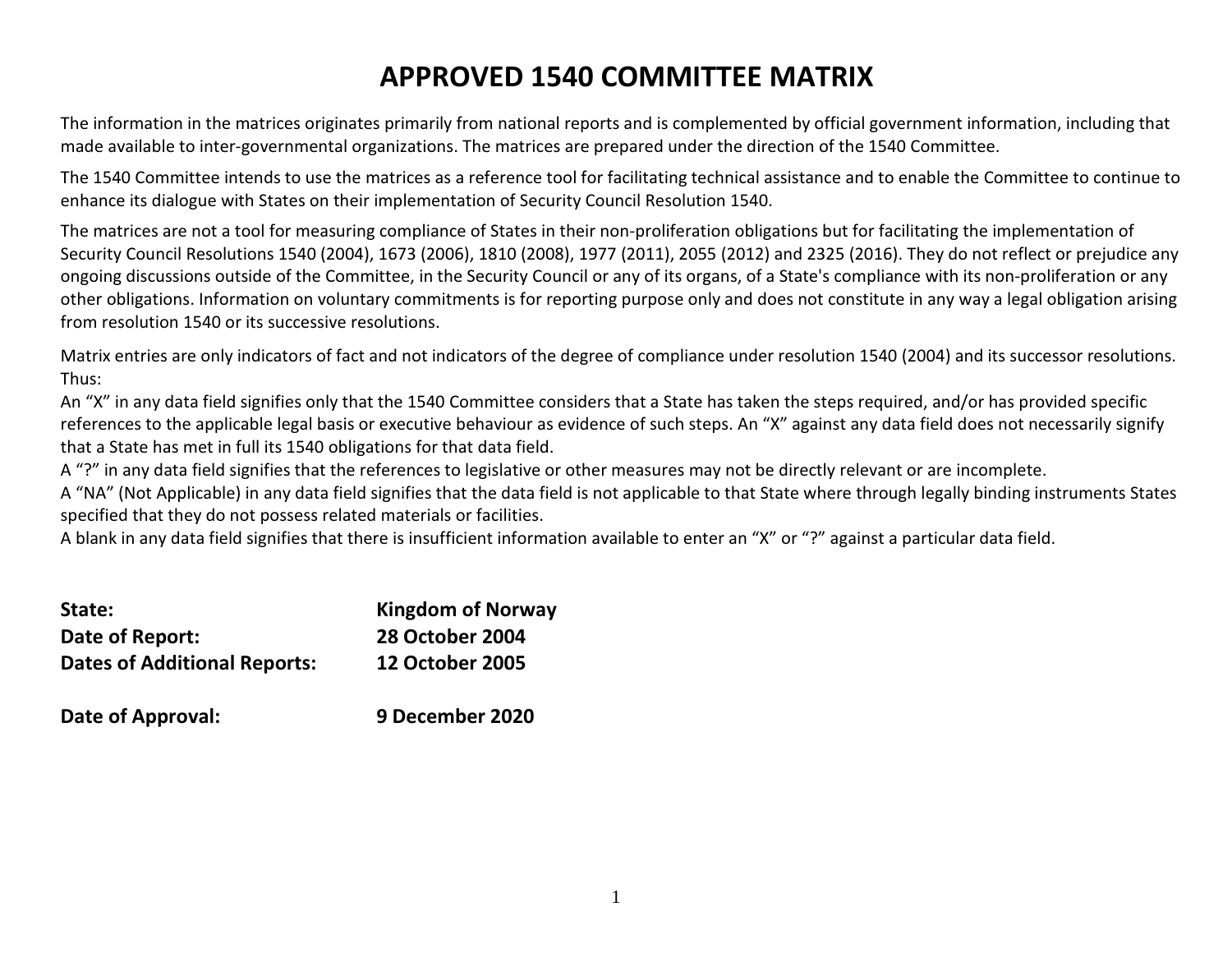# APPROVED 1540 COMMITTEE MATRIX

The information in the matrices originates primarily from national reports and is complemented by official government information, including that made available to inter-governmental organizations. The matrices are prepared under the direction of the 1540 Committee.

The 1540 Committee intends to use the matrices as a reference tool for facilitating technical assistance and to enable the Committee to continue to enhance its dialogue with States on their implementation of Security Council Resolution 1540.

The matrices are not a tool for measuring compliance of States in their non-proliferation obligations but for facilitating the implementation of Security Council Resolutions 1540 (2004), 1673 (2006), 1810 (2008), 1977 (2011), 2055 (2012) and 2325 (2016). They do not reflect or prejudice any ongoing discussions outside of the Committee, in the Security Council or any of its organs, of a State's compliance with its non-proliferation or any other obligations. Information on voluntary commitments is for reporting purpose only and does not constitute in any way a legal obligation arising from resolution 1540 or its successive resolutions.

Matrix entries are only indicators of fact and not indicators of the degree of compliance under resolution 1540 (2004) and its successor resolutions. Thus:

An "X" in any data field signifies only that the 1540 Committee considers that a State has taken the steps required, and/or has provided specific references to the applicable legal basis or executive behaviour as evidence of such steps. An "X" against any data field does not necessarily signify that a State has met in full its 1540 obligations for that data field.

A "?" in any data field signifies that the references to legislative or other measures may not be directly relevant or are incomplete.

A "NA" (Not Applicable) in any data field signifies that the data field is not applicable to that State where through legally binding instruments States specified that they do not possess related materials or facilities.

A blank in any data field signifies that there is insufficient information available to enter an "X" or "?" against a particular data field.

**State:** **Kingdom of Norway**

**Date of Report:** **28 October 2004**

**Dates of Additional Reports:** **12 October 2005**

**Date of Approval:** **9 December 2020**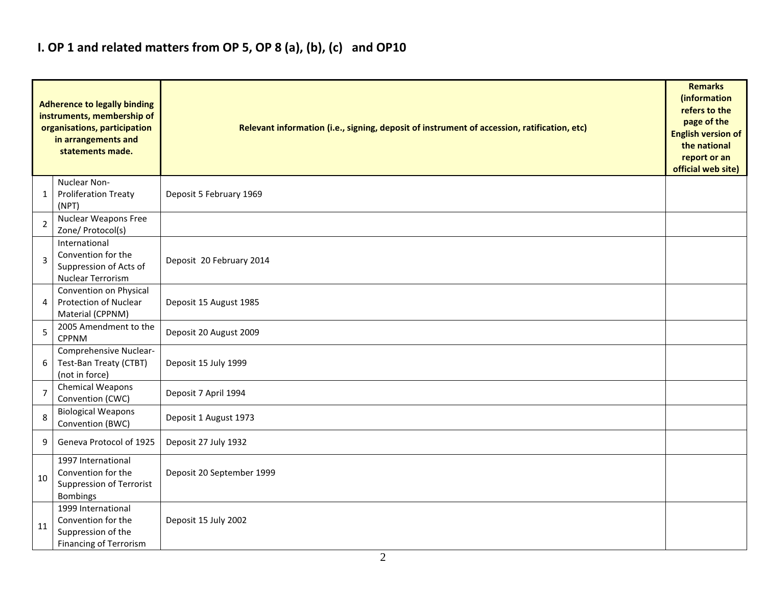## I. OP 1 and related matters from OP 5, OP 8 (a), (b), (c)   and OP10

| | Adherence to legally binding instruments, membership of organisations, participation in arrangements and statements made. | Relevant information (i.e., signing, deposit of instrument of accession, ratification, etc) | Remarks (information refers to the page of the English version of the national report or an official web site) |
|---|---|---|---|
| 1 | Nuclear Non-Proliferation Treaty (NPT) | Deposit 5 February 1969 | |
| 2 | Nuclear Weapons Free Zone/ Protocol(s) | | |
| 3 | International Convention for the Suppression of Acts of Nuclear Terrorism | Deposit  20 February 2014 | |
| 4 | Convention on Physical Protection of Nuclear Material (CPPNM) | Deposit 15 August 1985 | |
| 5 | 2005 Amendment to the CPPNM | Deposit 20 August 2009 | |
| 6 | Comprehensive Nuclear-Test-Ban Treaty (CTBT) (not in force) | Deposit 15 July 1999 | |
| 7 | Chemical Weapons Convention (CWC) | Deposit 7 April 1994 | |
| 8 | Biological Weapons Convention (BWC) | Deposit 1 August 1973 | |
| 9 | Geneva Protocol of 1925 | Deposit 27 July 1932 | |
| 10 | 1997 International Convention for the Suppression of Terrorist Bombings | Deposit 20 September 1999 | |
| 11 | 1999 International Convention for the Suppression of the Financing of Terrorism | Deposit 15 July 2002 | |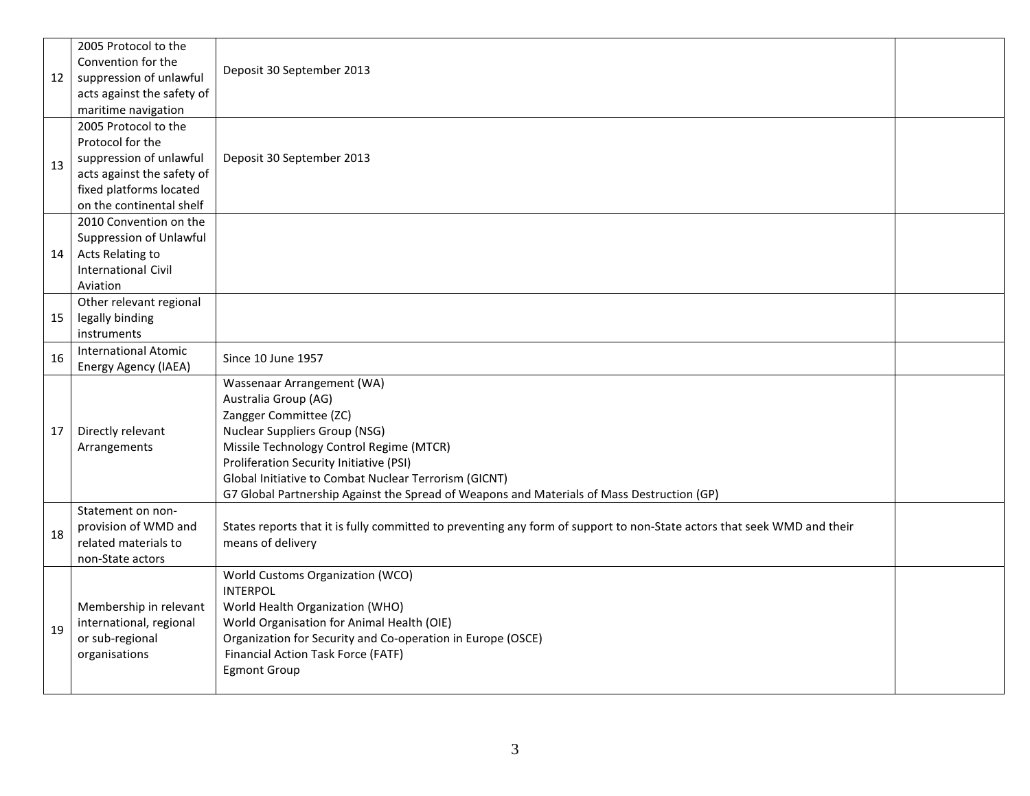| | | | |
|---|---|---|---|
| 12 | 2005 Protocol to the Convention for the suppression of unlawful acts against the safety of maritime navigation | Deposit 30 September 2013 | |
| 13 | 2005 Protocol to the Protocol for the suppression of unlawful acts against the safety of fixed platforms located on the continental shelf | Deposit 30 September 2013 | |
| 14 | 2010 Convention on the Suppression of Unlawful Acts Relating to International Civil Aviation | | |
| 15 | Other relevant regional legally binding instruments | | |
| 16 | International Atomic Energy Agency (IAEA) | Since 10 June 1957 | |
| 17 | Directly relevant Arrangements | Wassenaar Arrangement (WA)<br>Australia Group (AG)<br>Zangger Committee (ZC)<br>Nuclear Suppliers Group (NSG)<br>Missile Technology Control Regime (MTCR)<br>Proliferation Security Initiative (PSI)<br>Global Initiative to Combat Nuclear Terrorism (GICNT)<br>G7 Global Partnership Against the Spread of Weapons and Materials of Mass Destruction (GP) | |
| 18 | Statement on non-provision of WMD and related materials to non-State actors | States reports that it is fully committed to preventing any form of support to non-State actors that seek WMD and their means of delivery | |
| 19 | Membership in relevant international, regional or sub-regional organisations | World Customs Organization (WCO)<br>INTERPOL<br>World Health Organization (WHO)<br>World Organisation for Animal Health (OIE)<br>Organization for Security and Co-operation in Europe (OSCE)<br>Financial Action Task Force (FATF)<br>Egmont Group | |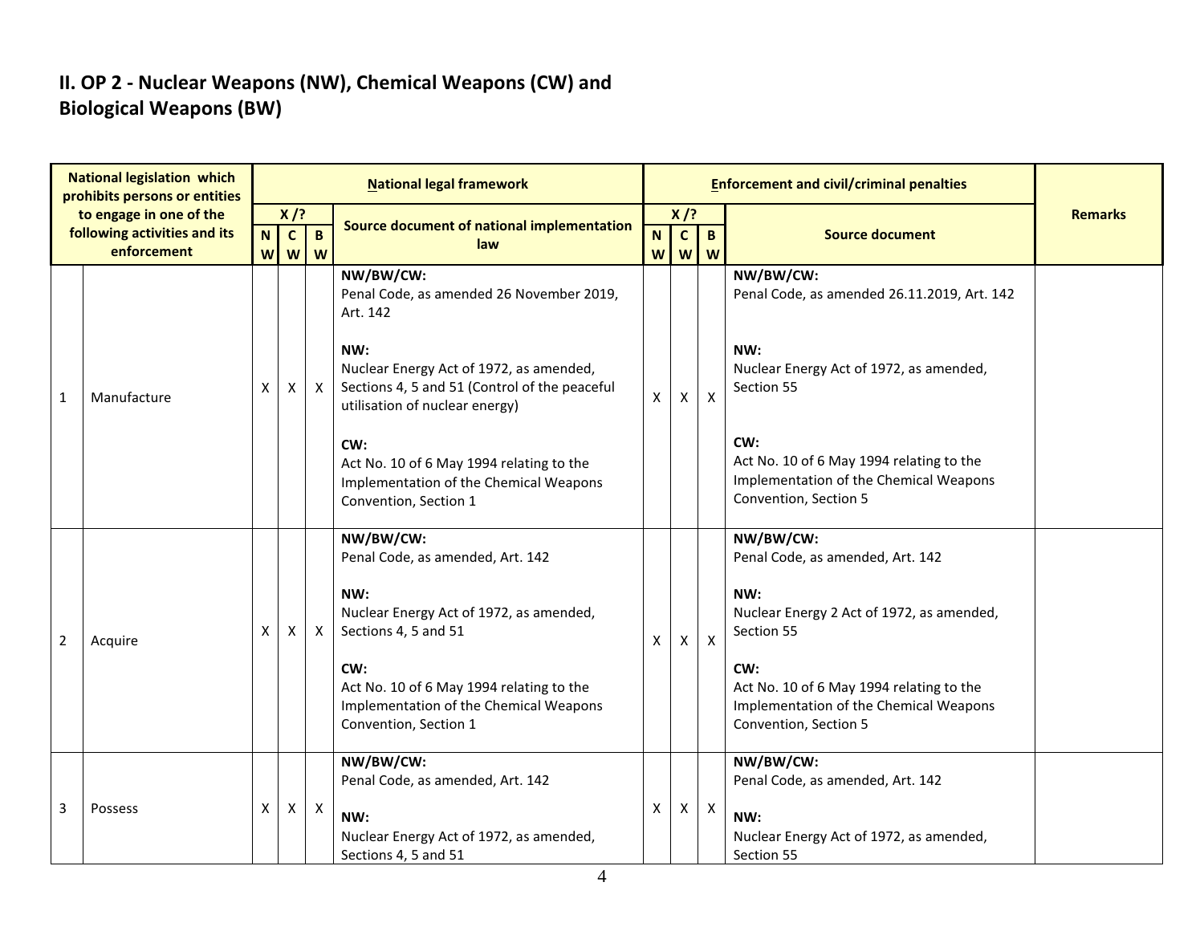## II. OP 2 - Nuclear Weapons (NW), Chemical Weapons (CW) and Biological Weapons (BW)

| National legislation which prohibits persons or entities to engage in one of the following activities and its enforcement | | National legal framework | | | | Enforcement and civil/criminal penalties | | | | Remarks |
|---|---|---|---|---|---|---|---|---|---|---|
| | | X /? | | | Source document of national implementation law | X /? | | | Source document | |
| | | NW | CW | BW | | NW | CW | BW | | |
| 1 | Manufacture | X | X | X | **NW/BW/CW:**<br>Penal Code, as amended 26 November 2019, Art. 142<br><br>**NW:**<br>Nuclear Energy Act of 1972, as amended, Sections 4, 5 and 51 (Control of the peaceful utilisation of nuclear energy)<br><br>**CW:**<br>Act No. 10 of 6 May 1994 relating to the Implementation of the Chemical Weapons Convention, Section 1 | X | X | X | **NW/BW/CW:**<br>Penal Code, as amended 26.11.2019, Art. 142<br><br>**NW:**<br>Nuclear Energy Act of 1972, as amended, Section 55<br><br>**CW:**<br>Act No. 10 of 6 May 1994 relating to the Implementation of the Chemical Weapons Convention, Section 5 | |
| 2 | Acquire | X | X | X | **NW/BW/CW:**<br>Penal Code, as amended, Art. 142<br><br>**NW:**<br>Nuclear Energy Act of 1972, as amended, Sections 4, 5 and 51<br><br>**CW:**<br>Act No. 10 of 6 May 1994 relating to the Implementation of the Chemical Weapons Convention, Section 1 | X | X | X | **NW/BW/CW:**<br>Penal Code, as amended, Art. 142<br><br>**NW:**<br>Nuclear Energy 2 Act of 1972, as amended, Section 55<br><br>**CW:**<br>Act No. 10 of 6 May 1994 relating to the Implementation of the Chemical Weapons Convention, Section 5 | |
| 3 | Possess | X | X | X | **NW/BW/CW:**<br>Penal Code, as amended, Art. 142<br><br>**NW:**<br>Nuclear Energy Act of 1972, as amended, Sections 4, 5 and 51 | X | X | X | **NW/BW/CW:**<br>Penal Code, as amended, Art. 142<br><br>**NW:**<br>Nuclear Energy Act of 1972, as amended, Section 55 | |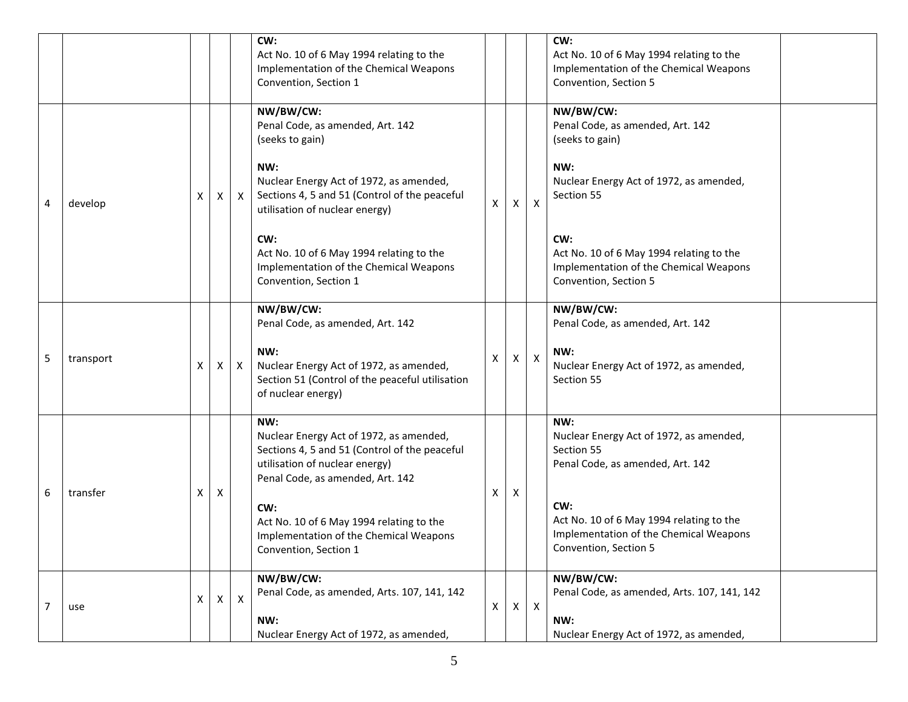| | | | | | | | | | | |
|---|---|---|---|---|---|---|---|---|---|---|
| | | | | | **CW:**<br>Act No. 10 of 6 May 1994 relating to the Implementation of the Chemical Weapons Convention, Section 1 | | | | **CW:**<br>Act No. 10 of 6 May 1994 relating to the Implementation of the Chemical Weapons Convention, Section 5 | |
| 4 | develop | X | X | X | **NW/BW/CW:**<br>Penal Code, as amended, Art. 142<br>(seeks to gain)<br><br>**NW:**<br>Nuclear Energy Act of 1972, as amended, Sections 4, 5 and 51 (Control of the peaceful utilisation of nuclear energy)<br><br>**CW:**<br>Act No. 10 of 6 May 1994 relating to the Implementation of the Chemical Weapons Convention, Section 1 | X | X | X | **NW/BW/CW:**<br>Penal Code, as amended, Art. 142<br>(seeks to gain)<br><br>**NW:**<br>Nuclear Energy Act of 1972, as amended, Section 55<br><br>**CW:**<br>Act No. 10 of 6 May 1994 relating to the Implementation of the Chemical Weapons Convention, Section 5 | |
| 5 | transport | X | X | X | **NW/BW/CW:**<br>Penal Code, as amended, Art. 142<br><br>**NW:**<br>Nuclear Energy Act of 1972, as amended, Section 51 (Control of the peaceful utilisation of nuclear energy) | X | X | X | **NW/BW/CW:**<br>Penal Code, as amended, Art. 142<br><br>**NW:**<br>Nuclear Energy Act of 1972, as amended, Section 55 | |
| 6 | transfer | X | X | | **NW:**<br>Nuclear Energy Act of 1972, as amended, Sections 4, 5 and 51 (Control of the peaceful utilisation of nuclear energy)<br>Penal Code, as amended, Art. 142<br><br>**CW:**<br>Act No. 10 of 6 May 1994 relating to the Implementation of the Chemical Weapons Convention, Section 1 | X | X | | **NW:**<br>Nuclear Energy Act of 1972, as amended, Section 55<br>Penal Code, as amended, Art. 142<br><br>**CW:**<br>Act No. 10 of 6 May 1994 relating to the Implementation of the Chemical Weapons Convention, Section 5 | |
| 7 | use | X | X | X | **NW/BW/CW:**<br>Penal Code, as amended, Arts. 107, 141, 142<br><br>**NW:**<br>Nuclear Energy Act of 1972, as amended, | X | X | X | **NW/BW/CW:**<br>Penal Code, as amended, Arts. 107, 141, 142<br><br>**NW:**<br>Nuclear Energy Act of 1972, as amended, | |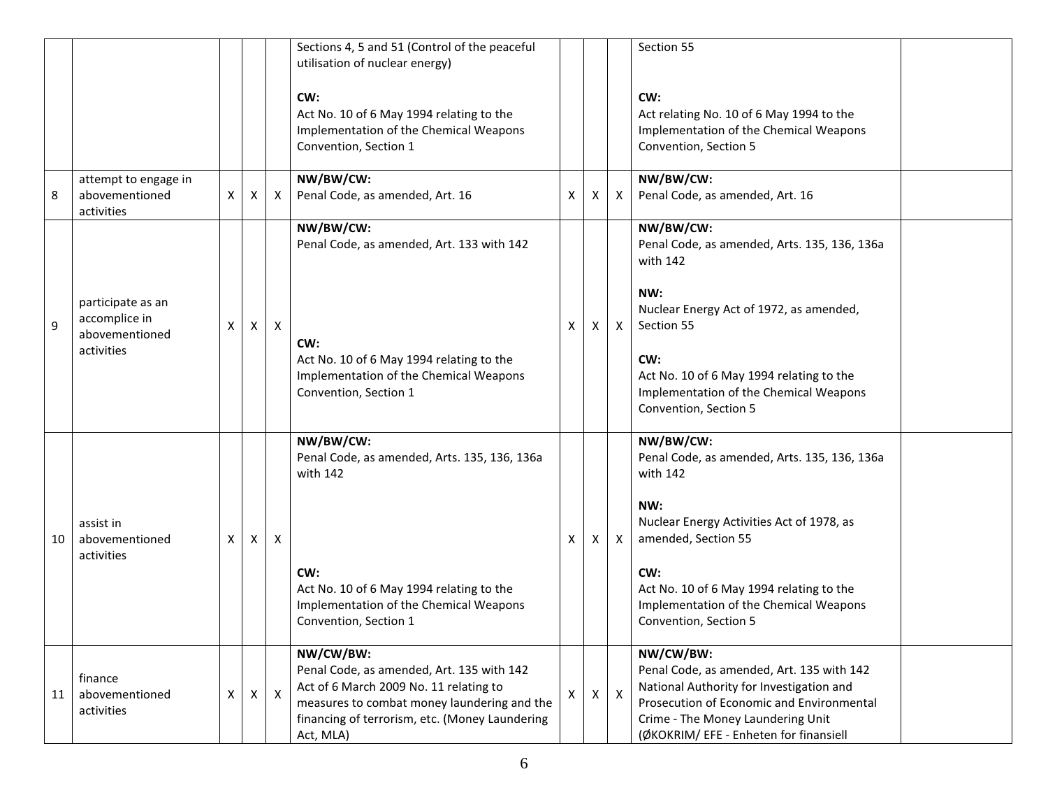| | | | | | | | | | | |
|---|---|---|---|---|---|---|---|---|---|---|
| | | | | | Sections 4, 5 and 51 (Control of the peaceful utilisation of nuclear energy)<br><br>**CW:**<br>Act No. 10 of 6 May 1994 relating to the Implementation of the Chemical Weapons Convention, Section 1 | | | | Section 55<br><br>**CW:**<br>Act relating No. 10 of 6 May 1994 to the Implementation of the Chemical Weapons Convention, Section 5 | |
| 8 | attempt to engage in abovementioned activities | X | X | X | **NW/BW/CW:**<br>Penal Code, as amended, Art. 16 | X | X | X | **NW/BW/CW:**<br>Penal Code, as amended, Art. 16 | |
| 9 | participate as an accomplice in abovementioned activities | X | X | X | **NW/BW/CW:**<br>Penal Code, as amended, Art. 133 with 142<br><br>**CW:**<br>Act No. 10 of 6 May 1994 relating to the Implementation of the Chemical Weapons Convention, Section 1 | X | X | X | **NW/BW/CW:**<br>Penal Code, as amended, Arts. 135, 136, 136a with 142<br><br>**NW:**<br>Nuclear Energy Act of 1972, as amended, Section 55<br><br>**CW:**<br>Act No. 10 of 6 May 1994 relating to the Implementation of the Chemical Weapons Convention, Section 5 | |
| 10 | assist in abovementioned activities | X | X | X | **NW/BW/CW:**<br>Penal Code, as amended, Arts. 135, 136, 136a with 142<br><br>**CW:**<br>Act No. 10 of 6 May 1994 relating to the Implementation of the Chemical Weapons Convention, Section 1 | X | X | X | **NW/BW/CW:**<br>Penal Code, as amended, Arts. 135, 136, 136a with 142<br><br>**NW:**<br>Nuclear Energy Activities Act of 1978, as amended, Section 55<br><br>**CW:**<br>Act No. 10 of 6 May 1994 relating to the Implementation of the Chemical Weapons Convention, Section 5 | |
| 11 | finance abovementioned activities | X | X | X | **NW/CW/BW:**<br>Penal Code, as amended, Art. 135 with 142<br>Act of 6 March 2009 No. 11 relating to measures to combat money laundering and the financing of terrorism, etc. (Money Laundering Act, MLA) | X | X | X | **NW/CW/BW:**<br>Penal Code, as amended, Art. 135 with 142<br>National Authority for Investigation and Prosecution of Economic and Environmental Crime - The Money Laundering Unit (ØKOKRIM/ EFE - Enheten for finansiell | |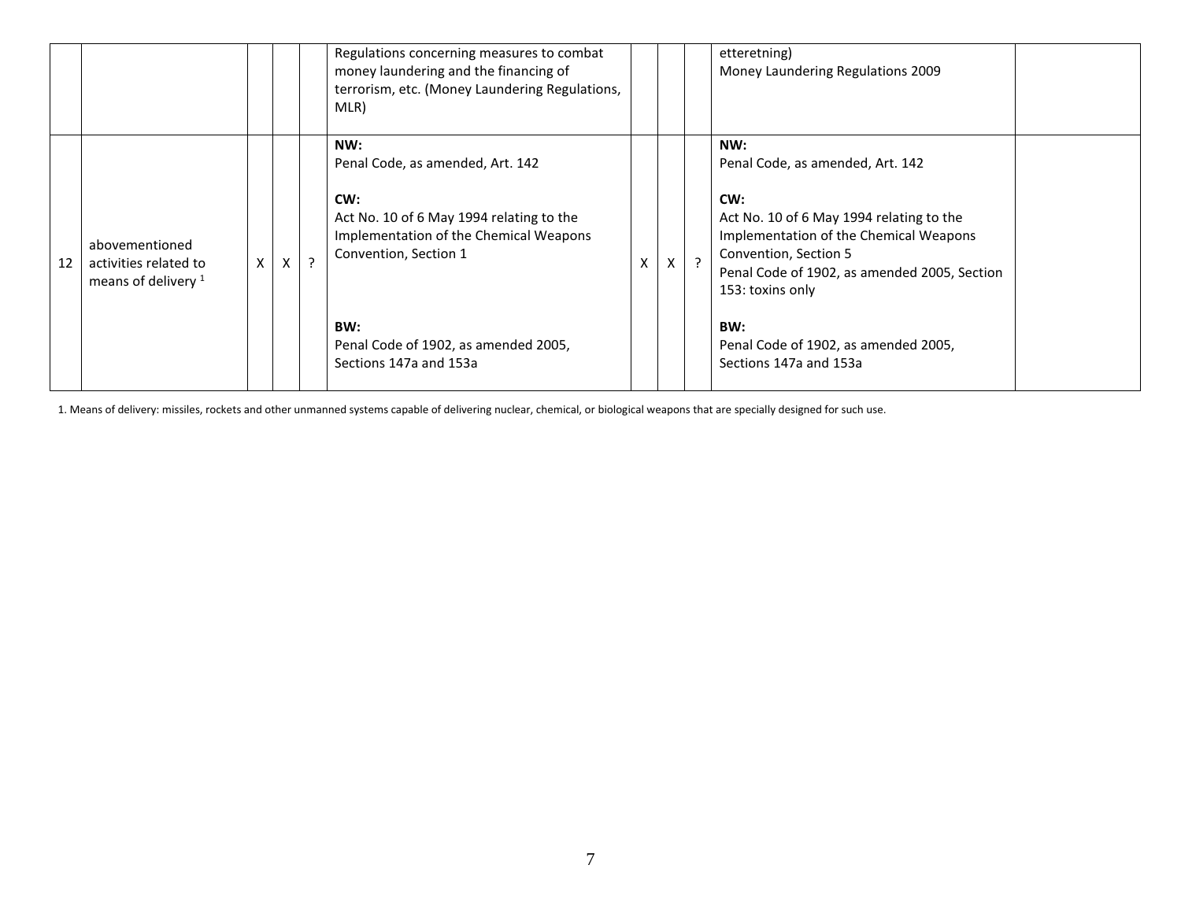| | | | | | | | | | | |
|---|---|---|---|---|---|---|---|---|---|---|
| | | | | | Regulations concerning measures to combat money laundering and the financing of terrorism, etc. (Money Laundering Regulations, MLR) | | | | etteretning)<br>Money Laundering Regulations 2009 | |
| 12 | abovementioned activities related to means of delivery [1] | X | X | ? | **NW:**<br>Penal Code, as amended, Art. 142<br><br>**CW:**<br>Act No. 10 of 6 May 1994 relating to the Implementation of the Chemical Weapons Convention, Section 1<br><br>**BW:**<br>Penal Code of 1902, as amended 2005, Sections 147a and 153a | X | X | ? | **NW:**<br>Penal Code, as amended, Art. 142<br><br>**CW:**<br>Act No. 10 of 6 May 1994 relating to the Implementation of the Chemical Weapons Convention, Section 5<br>Penal Code of 1902, as amended 2005, Section 153: toxins only<br><br>**BW:**<br>Penal Code of 1902, as amended 2005, Sections 147a and 153a | |

1. Means of delivery: missiles, rockets and other unmanned systems capable of delivering nuclear, chemical, or biological weapons that are specially designed for such use.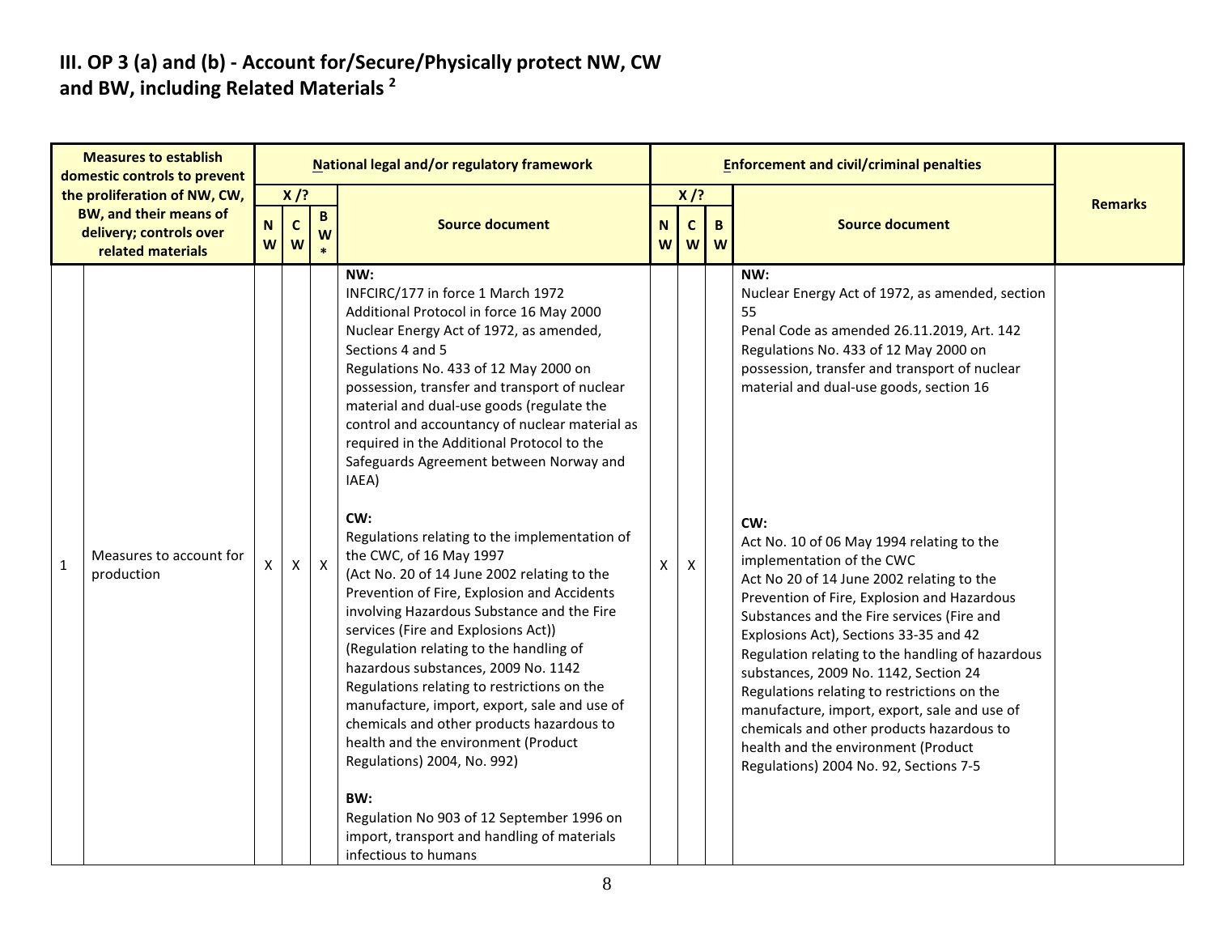## III. OP 3 (a) and (b) - Account for/Secure/Physically protect NW, CW and BW, including Related Materials [2]

| | Measures to establish domestic controls to prevent the proliferation of NW, CW, BW, and their means of delivery; controls over related materials | National legal and/or regulatory framework | | | | Enforcement and civil/criminal penalties | | | | Remarks |
|---|---|---|---|---|---|---|---|---|---|---|
| | | X /? | | | Source document | X /? | | | Source document | |
| | | NW | CW | BW * | | NW | CW | BW | | |
| 1 | Measures to account for production | X | X | X | **NW:**<br>INFCIRC/177 in force 1 March 1972<br>Additional Protocol in force 16 May 2000<br>Nuclear Energy Act of 1972, as amended, Sections 4 and 5<br>Regulations No. 433 of 12 May 2000 on possession, transfer and transport of nuclear material and dual-use goods (regulate the control and accountancy of nuclear material as required in the Additional Protocol to the Safeguards Agreement between Norway and IAEA)<br><br>**CW:**<br>Regulations relating to the implementation of the CWC, of 16 May 1997<br>(Act No. 20 of 14 June 2002 relating to the Prevention of Fire, Explosion and Accidents involving Hazardous Substance and the Fire services (Fire and Explosions Act))<br>(Regulation relating to the handling of hazardous substances, 2009 No. 1142<br>Regulations relating to restrictions on the manufacture, import, export, sale and use of chemicals and other products hazardous to health and the environment (Product Regulations) 2004, No. 992)<br><br>**BW:**<br>Regulation No 903 of 12 September 1996 on import, transport and handling of materials infectious to humans | X | X | | **NW:**<br>Nuclear Energy Act of 1972, as amended, section 55<br>Penal Code as amended 26.11.2019, Art. 142<br>Regulations No. 433 of 12 May 2000 on possession, transfer and transport of nuclear material and dual-use goods, section 16<br><br>**CW:**<br>Act No. 10 of 06 May 1994 relating to the implementation of the CWC<br>Act No 20 of 14 June 2002 relating to the Prevention of Fire, Explosion and Hazardous Substances and the Fire services (Fire and Explosions Act), Sections 33-35 and 42<br>Regulation relating to the handling of hazardous substances, 2009 No. 1142, Section 24<br>Regulations relating to restrictions on the manufacture, import, export, sale and use of chemicals and other products hazardous to health and the environment (Product Regulations) 2004 No. 92, Sections 7-5 | |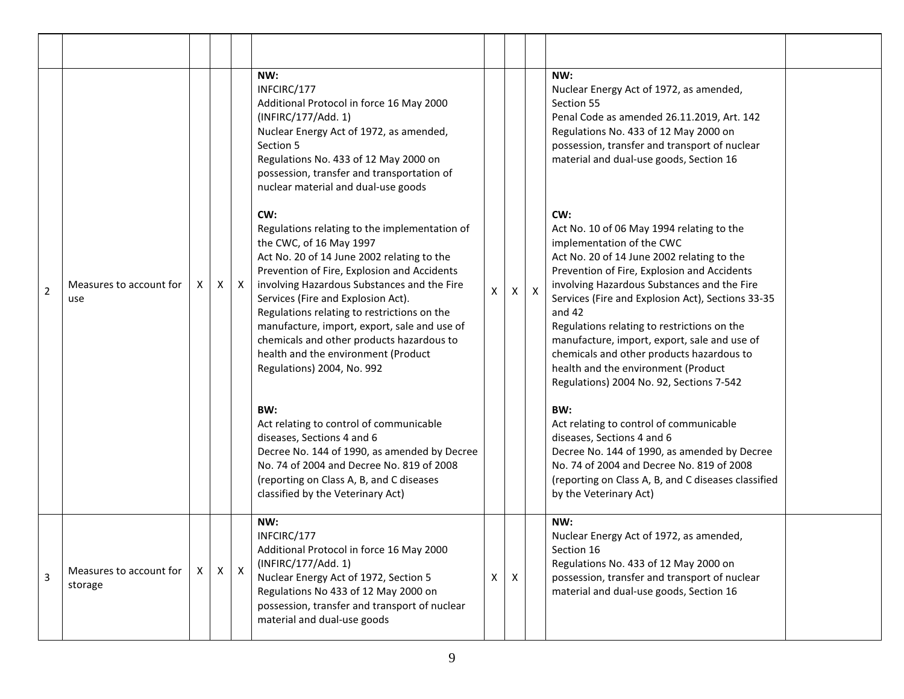| | | | | | | | | | | |
|---|---|---|---|---|---|---|---|---|---|---|
| 2 | Measures to account for use | X | X | X | **NW:**<br>INFCIRC/177<br>Additional Protocol in force 16 May 2000 (INFIRC/177/Add. 1)<br>Nuclear Energy Act of 1972, as amended, Section 5<br>Regulations No. 433 of 12 May 2000 on possession, transfer and transportation of nuclear material and dual-use goods<br><br>**CW:**<br>Regulations relating to the implementation of the CWC, of 16 May 1997<br>Act No. 20 of 14 June 2002 relating to the Prevention of Fire, Explosion and Accidents involving Hazardous Substances and the Fire Services (Fire and Explosion Act).<br>Regulations relating to restrictions on the manufacture, import, export, sale and use of chemicals and other products hazardous to health and the environment (Product Regulations) 2004, No. 992<br><br>**BW:**<br>Act relating to control of communicable diseases, Sections 4 and 6<br>Decree No. 144 of 1990, as amended by Decree No. 74 of 2004 and Decree No. 819 of 2008 (reporting on Class A, B, and C diseases classified by the Veterinary Act) | X | X | X | **NW:**<br>Nuclear Energy Act of 1972, as amended, Section 55<br>Penal Code as amended 26.11.2019, Art. 142<br>Regulations No. 433 of 12 May 2000 on possession, transfer and transport of nuclear material and dual-use goods, Section 16<br><br>**CW:**<br>Act No. 10 of 06 May 1994 relating to the implementation of the CWC<br>Act No. 20 of 14 June 2002 relating to the Prevention of Fire, Explosion and Accidents involving Hazardous Substances and the Fire Services (Fire and Explosion Act), Sections 33-35 and 42<br>Regulations relating to restrictions on the manufacture, import, export, sale and use of chemicals and other products hazardous to health and the environment (Product Regulations) 2004 No. 92, Sections 7-542<br><br>**BW:**<br>Act relating to control of communicable diseases, Sections 4 and 6<br>Decree No. 144 of 1990, as amended by Decree No. 74 of 2004 and Decree No. 819 of 2008 (reporting on Class A, B, and C diseases classified by the Veterinary Act) | |
| 3 | Measures to account for storage | X | X | X | **NW:**<br>INFCIRC/177<br>Additional Protocol in force 16 May 2000 (INFIRC/177/Add. 1)<br>Nuclear Energy Act of 1972, Section 5<br>Regulations No 433 of 12 May 2000 on possession, transfer and transport of nuclear material and dual-use goods | X | X | | **NW:**<br>Nuclear Energy Act of 1972, as amended, Section 16<br>Regulations No. 433 of 12 May 2000 on possession, transfer and transport of nuclear material and dual-use goods, Section 16 | |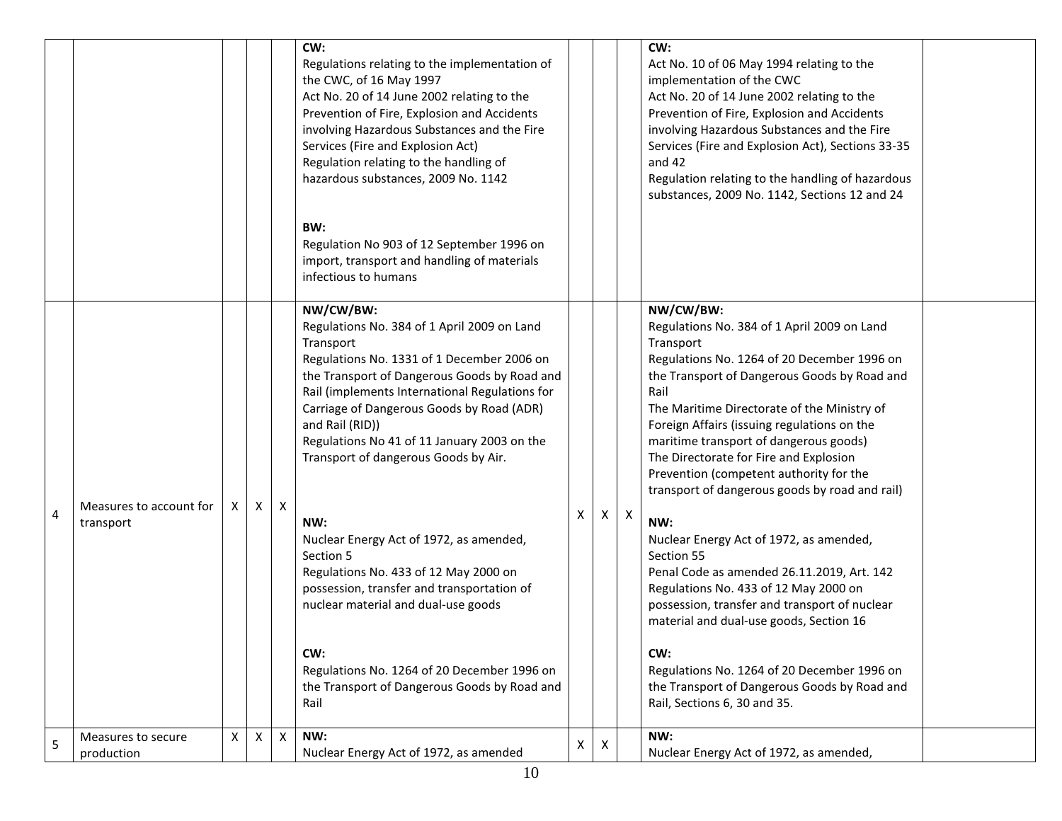| | | | | | | | | | | |
|---|---|---|---|---|---|---|---|---|---|---|
| | | | | | **CW:**<br>Regulations relating to the implementation of the CWC, of 16 May 1997<br>Act No. 20 of 14 June 2002 relating to the Prevention of Fire, Explosion and Accidents involving Hazardous Substances and the Fire Services (Fire and Explosion Act)<br>Regulation relating to the handling of hazardous substances, 2009 No. 1142<br><br>**BW:**<br>Regulation No 903 of 12 September 1996 on import, transport and handling of materials infectious to humans | | | | **CW:**<br>Act No. 10 of 06 May 1994 relating to the implementation of the CWC<br>Act No. 20 of 14 June 2002 relating to the Prevention of Fire, Explosion and Accidents involving Hazardous Substances and the Fire Services (Fire and Explosion Act), Sections 33-35 and 42<br>Regulation relating to the handling of hazardous substances, 2009 No. 1142, Sections 12 and 24 | |
| 4 | Measures to account for transport | X | X | X | **NW/CW/BW:**<br>Regulations No. 384 of 1 April 2009 on Land Transport<br>Regulations No. 1331 of 1 December 2006 on the Transport of Dangerous Goods by Road and Rail (implements International Regulations for Carriage of Dangerous Goods by Road (ADR) and Rail (RID))<br>Regulations No 41 of 11 January 2003 on the Transport of dangerous Goods by Air.<br><br>**NW:**<br>Nuclear Energy Act of 1972, as amended, Section 5<br>Regulations No. 433 of 12 May 2000 on possession, transfer and transportation of nuclear material and dual-use goods<br><br>**CW:**<br>Regulations No. 1264 of 20 December 1996 on the Transport of Dangerous Goods by Road and Rail | X | X | X | **NW/CW/BW:**<br>Regulations No. 384 of 1 April 2009 on Land Transport<br>Regulations No. 1264 of 20 December 1996 on the Transport of Dangerous Goods by Road and Rail<br>The Maritime Directorate of the Ministry of Foreign Affairs (issuing regulations on the maritime transport of dangerous goods)<br>The Directorate for Fire and Explosion Prevention (competent authority for the transport of dangerous goods by road and rail)<br><br>**NW:**<br>Nuclear Energy Act of 1972, as amended, Section 55<br>Penal Code as amended 26.11.2019, Art. 142<br>Regulations No. 433 of 12 May 2000 on possession, transfer and transport of nuclear material and dual-use goods, Section 16<br><br>**CW:**<br>Regulations No. 1264 of 20 December 1996 on the Transport of Dangerous Goods by Road and Rail, Sections 6, 30 and 35. | |
| 5 | Measures to secure production | X | X | X | **NW:**<br>Nuclear Energy Act of 1972, as amended | X | X | | **NW:**<br>Nuclear Energy Act of 1972, as amended, | |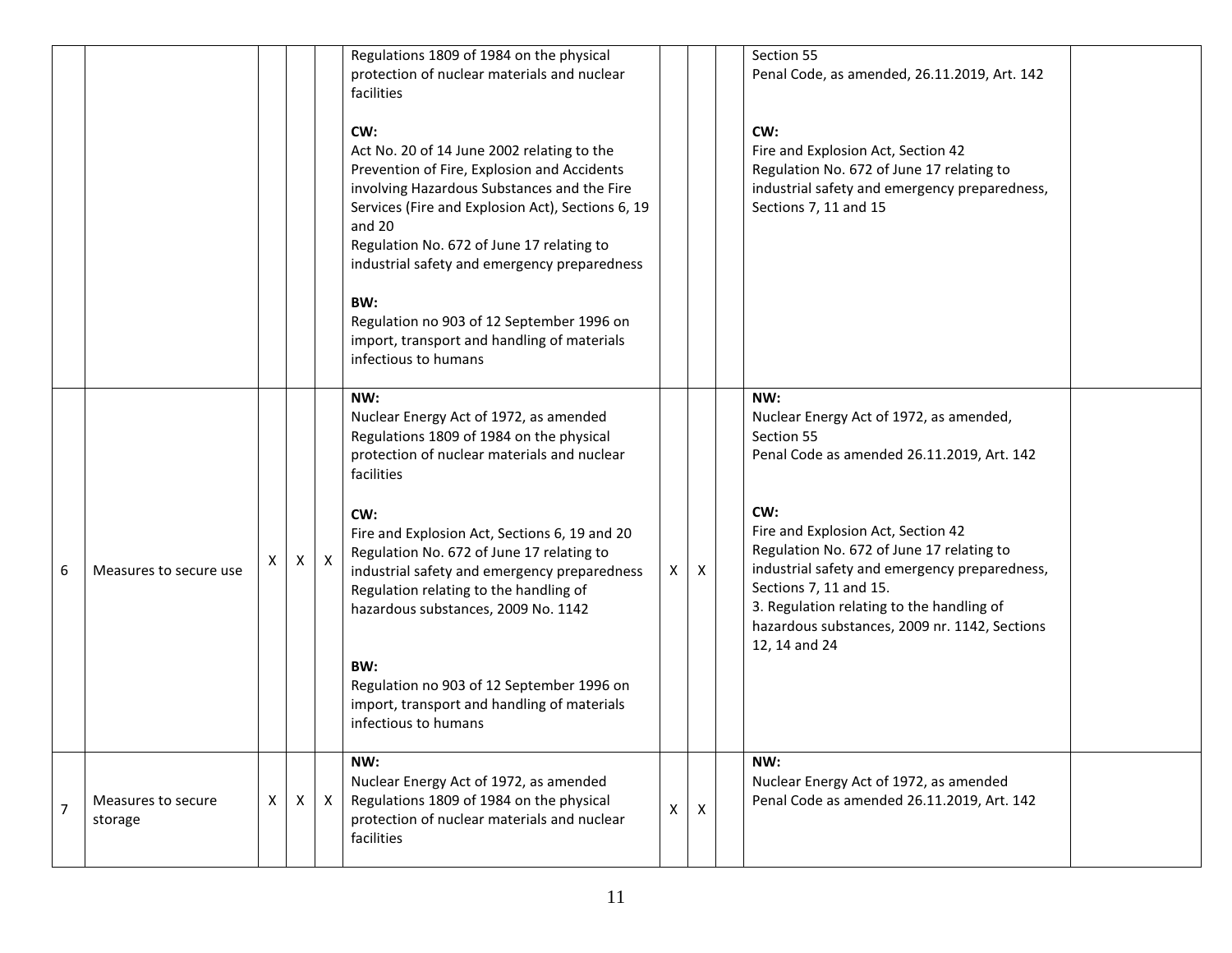| | | | | | | | | | | |
|---|---|---|---|---|---|---|---|---|---|---|
| | | | | | Regulations 1809 of 1984 on the physical protection of nuclear materials and nuclear facilities<br><br>**CW:**<br>Act No. 20 of 14 June 2002 relating to the Prevention of Fire, Explosion and Accidents involving Hazardous Substances and the Fire Services (Fire and Explosion Act), Sections 6, 19 and 20<br>Regulation No. 672 of June 17 relating to industrial safety and emergency preparedness<br><br>**BW:**<br>Regulation no 903 of 12 September 1996 on import, transport and handling of materials infectious to humans | | | | Section 55<br>Penal Code, as amended, 26.11.2019, Art. 142<br><br>**CW:**<br>Fire and Explosion Act, Section 42<br>Regulation No. 672 of June 17 relating to industrial safety and emergency preparedness, Sections 7, 11 and 15 | |
| 6 | Measures to secure use | X | X | X | **NW:**<br>Nuclear Energy Act of 1972, as amended<br>Regulations 1809 of 1984 on the physical protection of nuclear materials and nuclear facilities<br><br>**CW:**<br>Fire and Explosion Act, Sections 6, 19 and 20<br>Regulation No. 672 of June 17 relating to industrial safety and emergency preparedness<br>Regulation relating to the handling of hazardous substances, 2009 No. 1142<br><br>**BW:**<br>Regulation no 903 of 12 September 1996 on import, transport and handling of materials infectious to humans | X | X | | **NW:**<br>Nuclear Energy Act of 1972, as amended, Section 55<br>Penal Code as amended 26.11.2019, Art. 142<br><br>**CW:**<br>Fire and Explosion Act, Section 42<br>Regulation No. 672 of June 17 relating to industrial safety and emergency preparedness, Sections 7, 11 and 15.<br>3. Regulation relating to the handling of hazardous substances, 2009 nr. 1142, Sections 12, 14 and 24 | |
| 7 | Measures to secure storage | X | X | X | **NW:**<br>Nuclear Energy Act of 1972, as amended<br>Regulations 1809 of 1984 on the physical protection of nuclear materials and nuclear facilities | X | X | | **NW:**<br>Nuclear Energy Act of 1972, as amended<br>Penal Code as amended 26.11.2019, Art. 142 | |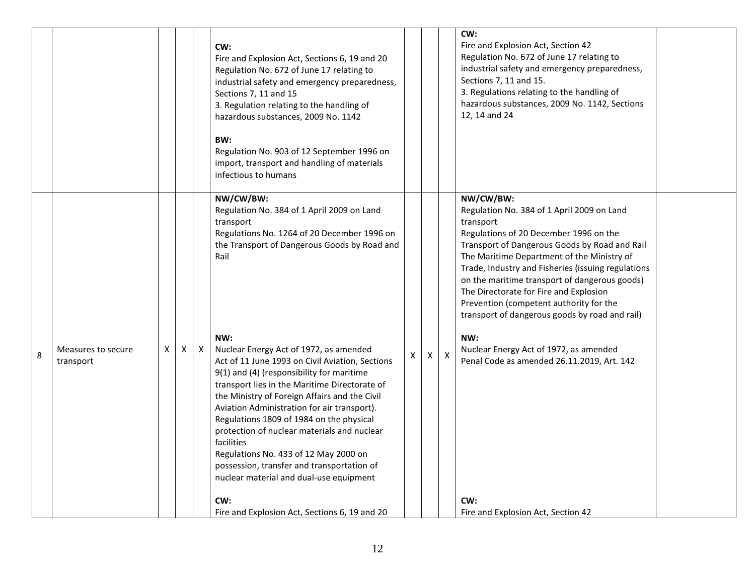| | | | | | | | | | | |
|---|---|---|---|---|---|---|---|---|---|---|
| | | | | | **CW:**<br>Fire and Explosion Act, Sections 6, 19 and 20<br>Regulation No. 672 of June 17 relating to industrial safety and emergency preparedness, Sections 7, 11 and 15<br>3. Regulation relating to the handling of hazardous substances, 2009 No. 1142<br><br>**BW:**<br>Regulation No. 903 of 12 September 1996 on import, transport and handling of materials infectious to humans | | | | **CW:**<br>Fire and Explosion Act, Section 42<br>Regulation No. 672 of June 17 relating to industrial safety and emergency preparedness, Sections 7, 11 and 15.<br>3. Regulations relating to the handling of hazardous substances, 2009 No. 1142, Sections 12, 14 and 24 | |
| 8 | Measures to secure transport | X | X | X | **NW/CW/BW:**<br>Regulation No. 384 of 1 April 2009 on Land transport<br>Regulations No. 1264 of 20 December 1996 on the Transport of Dangerous Goods by Road and Rail<br><br>**NW:**<br>Nuclear Energy Act of 1972, as amended<br>Act of 11 June 1993 on Civil Aviation, Sections 9(1) and (4) (responsibility for maritime transport lies in the Maritime Directorate of the Ministry of Foreign Affairs and the Civil Aviation Administration for air transport).<br>Regulations 1809 of 1984 on the physical protection of nuclear materials and nuclear facilities<br>Regulations No. 433 of 12 May 2000 on possession, transfer and transportation of nuclear material and dual-use equipment<br><br>**CW:**<br>Fire and Explosion Act, Sections 6, 19 and 20 | X | X | X | **NW/CW/BW:**<br>Regulation No. 384 of 1 April 2009 on Land transport<br>Regulations of 20 December 1996 on the Transport of Dangerous Goods by Road and Rail<br>The Maritime Department of the Ministry of Trade, Industry and Fisheries (issuing regulations on the maritime transport of dangerous goods)<br>The Directorate for Fire and Explosion Prevention (competent authority for the transport of dangerous goods by road and rail)<br><br>**NW:**<br>Nuclear Energy Act of 1972, as amended<br>Penal Code as amended 26.11.2019, Art. 142<br><br>**CW:**<br>Fire and Explosion Act, Section 42 | |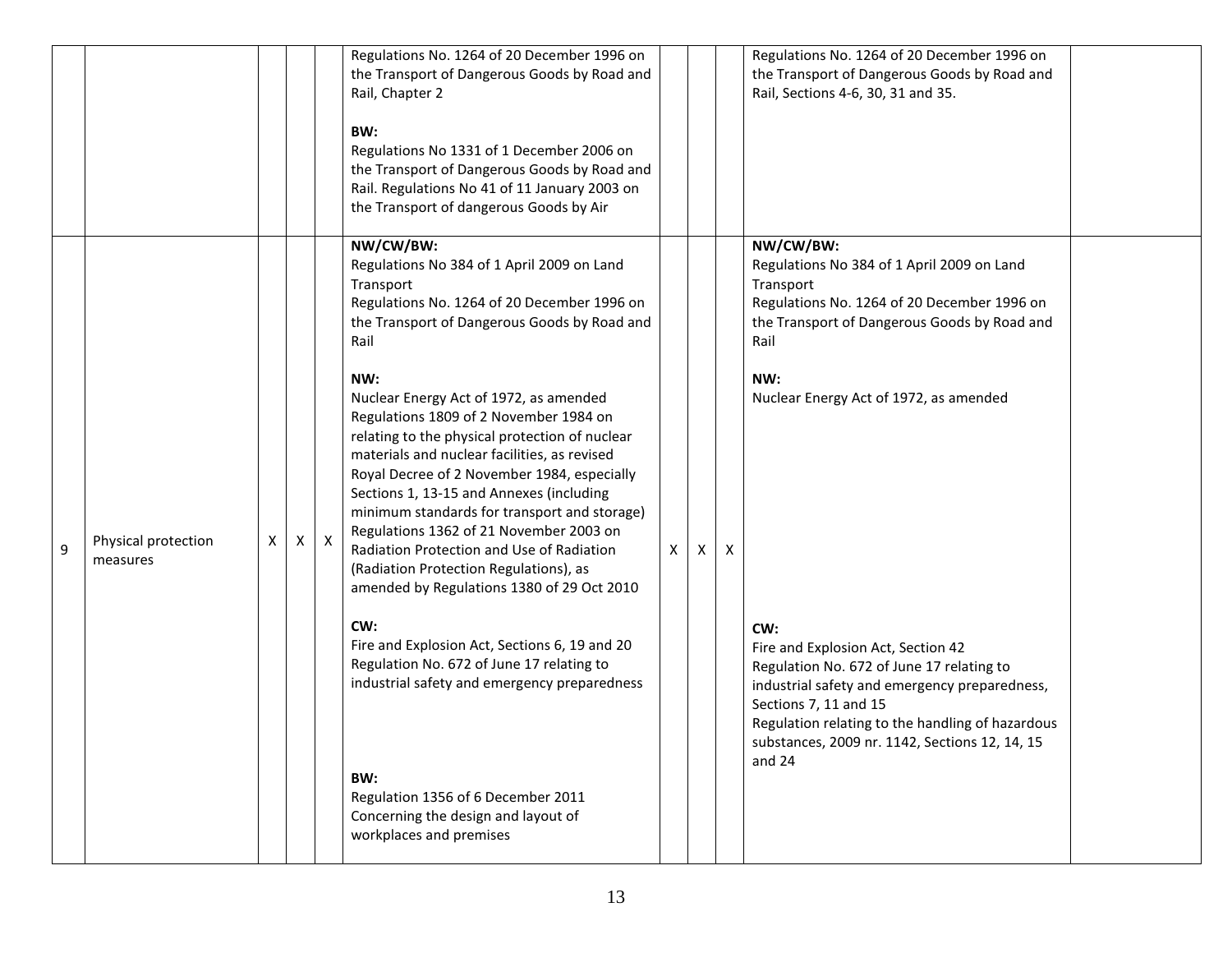|  |  |  |  |  |  |  |  |  |  |  |
|---|---|---|---|---|---|---|---|---|---|---|
|  |  |  |  |  | Regulations No. 1264 of 20 December 1996 on the Transport of Dangerous Goods by Road and Rail, Chapter 2<br><br>**BW:**<br>Regulations No 1331 of 1 December 2006 on the Transport of Dangerous Goods by Road and Rail. Regulations No 41 of 11 January 2003 on the Transport of dangerous Goods by Air |  |  |  | Regulations No. 1264 of 20 December 1996 on the Transport of Dangerous Goods by Road and Rail, Sections 4-6, 30, 31 and 35. |  |
| 9 | Physical protection measures | X | X | X | **NW/CW/BW:**<br>Regulations No 384 of 1 April 2009 on Land Transport<br>Regulations No. 1264 of 20 December 1996 on the Transport of Dangerous Goods by Road and Rail<br><br>**NW:**<br>Nuclear Energy Act of 1972, as amended<br>Regulations 1809 of 2 November 1984 on relating to the physical protection of nuclear materials and nuclear facilities, as revised Royal Decree of 2 November 1984, especially Sections 1, 13-15 and Annexes (including minimum standards for transport and storage)<br>Regulations 1362 of 21 November 2003 on Radiation Protection and Use of Radiation (Radiation Protection Regulations), as amended by Regulations 1380 of 29 Oct 2010<br><br>**CW:**<br>Fire and Explosion Act, Sections 6, 19 and 20<br>Regulation No. 672 of June 17 relating to industrial safety and emergency preparedness<br><br>**BW:**<br>Regulation 1356 of 6 December 2011 Concerning the design and layout of workplaces and premises | X | X | X | **NW/CW/BW:**<br>Regulations No 384 of 1 April 2009 on Land Transport<br>Regulations No. 1264 of 20 December 1996 on the Transport of Dangerous Goods by Road and Rail<br><br>**NW:**<br>Nuclear Energy Act of 1972, as amended<br><br>**CW:**<br>Fire and Explosion Act, Section 42<br>Regulation No. 672 of June 17 relating to industrial safety and emergency preparedness, Sections 7, 11 and 15<br>Regulation relating to the handling of hazardous substances, 2009 nr. 1142, Sections 12, 14, 15 and 24 |  |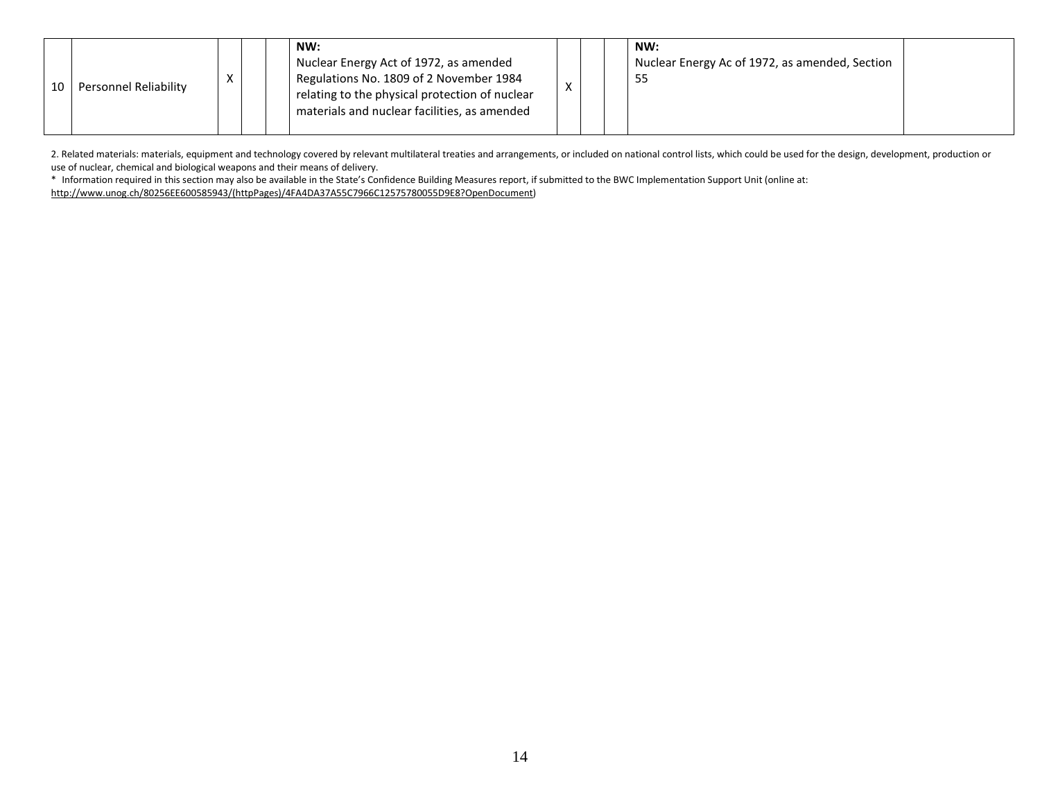| 10 | Personnel Reliability | X | | | **NW:**<br>Nuclear Energy Act of 1972, as amended<br>Regulations No. 1809 of 2 November 1984 relating to the physical protection of nuclear materials and nuclear facilities, as amended | X | | | **NW:**<br>Nuclear Energy Ac of 1972, as amended, Section 55 | |
|---|---|---|---|---|---|---|---|---|---|---|

2. Related materials: materials, equipment and technology covered by relevant multilateral treaties and arrangements, or included on national control lists, which could be used for the design, development, production or use of nuclear, chemical and biological weapons and their means of delivery.

\* Information required in this section may also be available in the State's Confidence Building Measures report, if submitted to the BWC Implementation Support Unit (online at: http://www.unog.ch/80256EE600585943/(httpPages)/4FA4DA37A55C7966C12575780055D9E8?OpenDocument)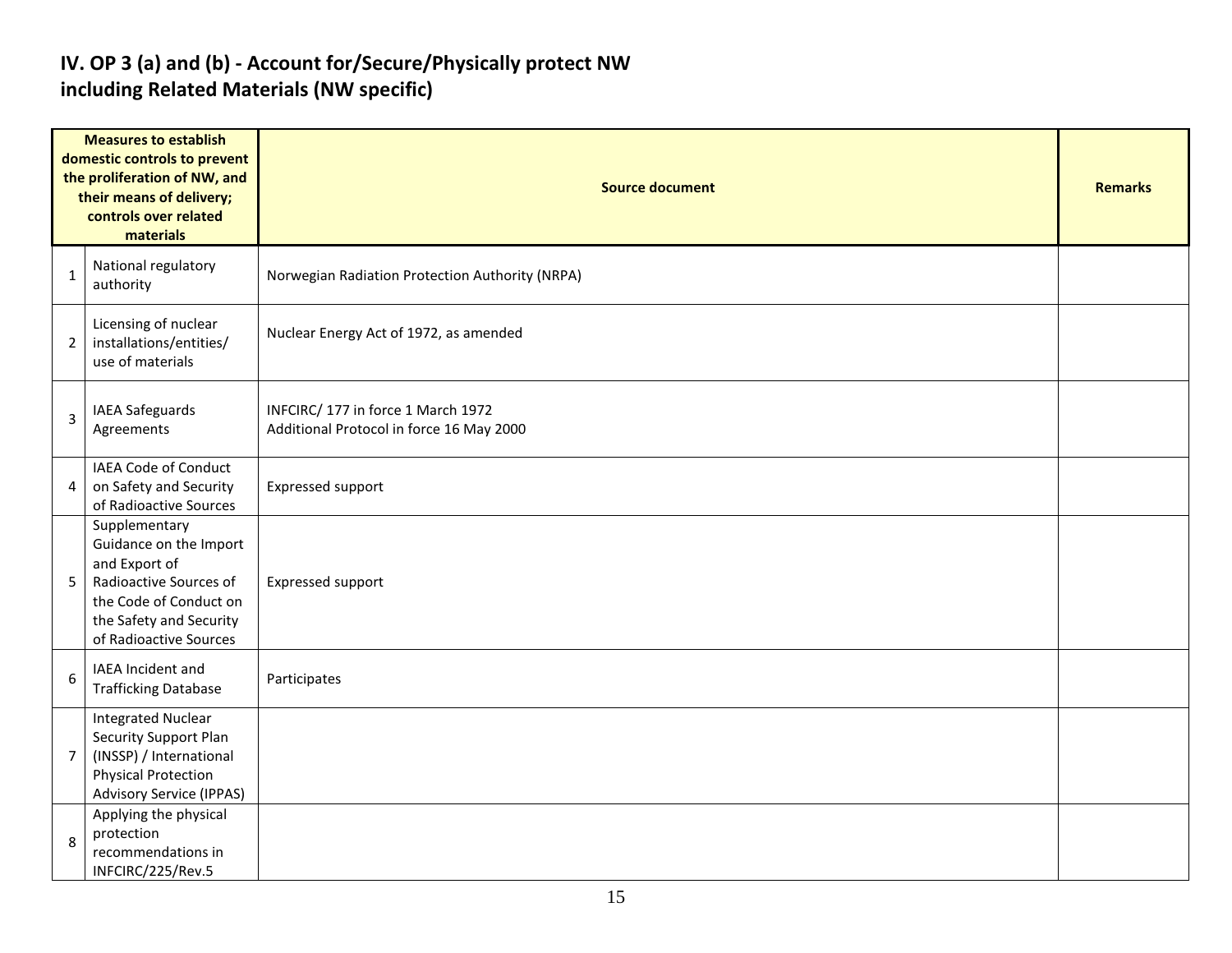# IV. OP 3 (a) and (b) - Account for/Secure/Physically protect NW including Related Materials (NW specific)

| Measures to establish domestic controls to prevent the proliferation of NW, and their means of delivery; controls over related materials | | Source document | Remarks |
|---|---|---|---|
| 1 | National regulatory authority | Norwegian Radiation Protection Authority (NRPA) | |
| 2 | Licensing of nuclear installations/entities/ use of materials | Nuclear Energy Act of 1972, as amended | |
| 3 | IAEA Safeguards Agreements | INFCIRC/ 177 in force 1 March 1972<br>Additional Protocol in force 16 May 2000 | |
| 4 | IAEA Code of Conduct on Safety and Security of Radioactive Sources | Expressed support | |
| 5 | Supplementary Guidance on the Import and Export of Radioactive Sources of the Code of Conduct on the Safety and Security of Radioactive Sources | Expressed support | |
| 6 | IAEA Incident and Trafficking Database | Participates | |
| 7 | Integrated Nuclear Security Support Plan (INSSP) / International Physical Protection Advisory Service (IPPAS) | | |
| 8 | Applying the physical protection recommendations in INFCIRC/225/Rev.5 | | |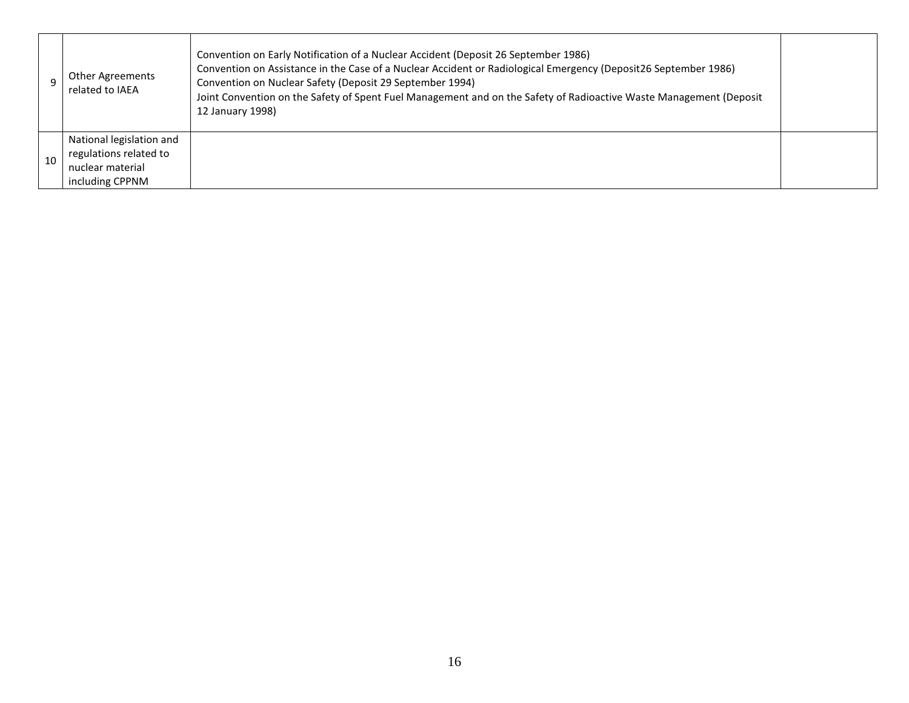| | | | |
|---|---|---|---|
| 9 | Other Agreements related to IAEA | Convention on Early Notification of a Nuclear Accident (Deposit 26 September 1986)<br>Convention on Assistance in the Case of a Nuclear Accident or Radiological Emergency (Deposit26 September 1986)<br>Convention on Nuclear Safety (Deposit 29 September 1994)<br>Joint Convention on the Safety of Spent Fuel Management and on the Safety of Radioactive Waste Management (Deposit 12 January 1998) | |
| 10 | National legislation and regulations related to nuclear material including CPPNM | | |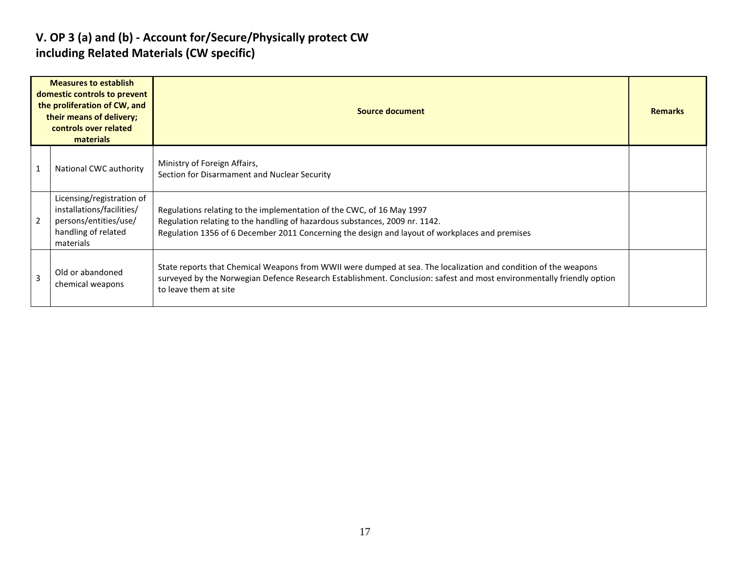## V. OP 3 (a) and (b) - Account for/Secure/Physically protect CW including Related Materials (CW specific)

| | Measures to establish domestic controls to prevent the proliferation of CW, and their means of delivery; controls over related materials | Source document | Remarks |
|---|---|---|---|
| 1 | National CWC authority | Ministry of Foreign Affairs,<br>Section for Disarmament and Nuclear Security | |
| 2 | Licensing/registration of installations/facilities/ persons/entities/use/ handling of related materials | Regulations relating to the implementation of the CWC, of 16 May 1997<br>Regulation relating to the handling of hazardous substances, 2009 nr. 1142.<br>Regulation 1356 of 6 December 2011 Concerning the design and layout of workplaces and premises | |
| 3 | Old or abandoned chemical weapons | State reports that Chemical Weapons from WWII were dumped at sea. The localization and condition of the weapons surveyed by the Norwegian Defence Research Establishment. Conclusion: safest and most environmentally friendly option to leave them at site | |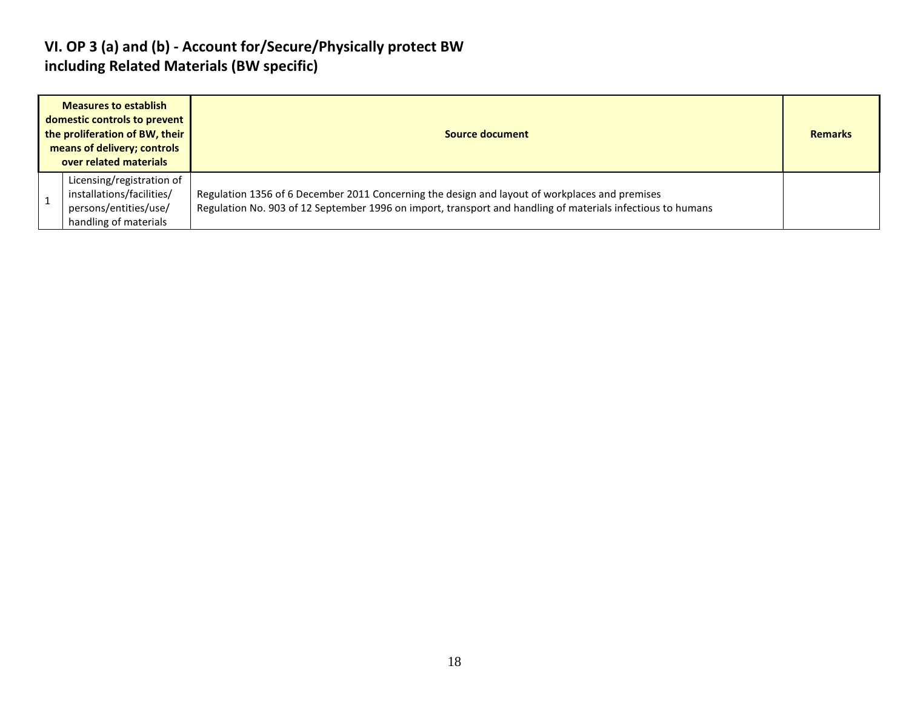## VI. OP 3 (a) and (b) - Account for/Secure/Physically protect BW including Related Materials (BW specific)

| Measures to establish domestic controls to prevent the proliferation of BW, their means of delivery; controls over related materials | | Source document | Remarks |
|---|---|---|---|
| 1 | Licensing/registration of installations/facilities/ persons/entities/use/ handling of materials | Regulation 1356 of 6 December 2011 Concerning the design and layout of workplaces and premises<br>Regulation No. 903 of 12 September 1996 on import, transport and handling of materials infectious to humans | |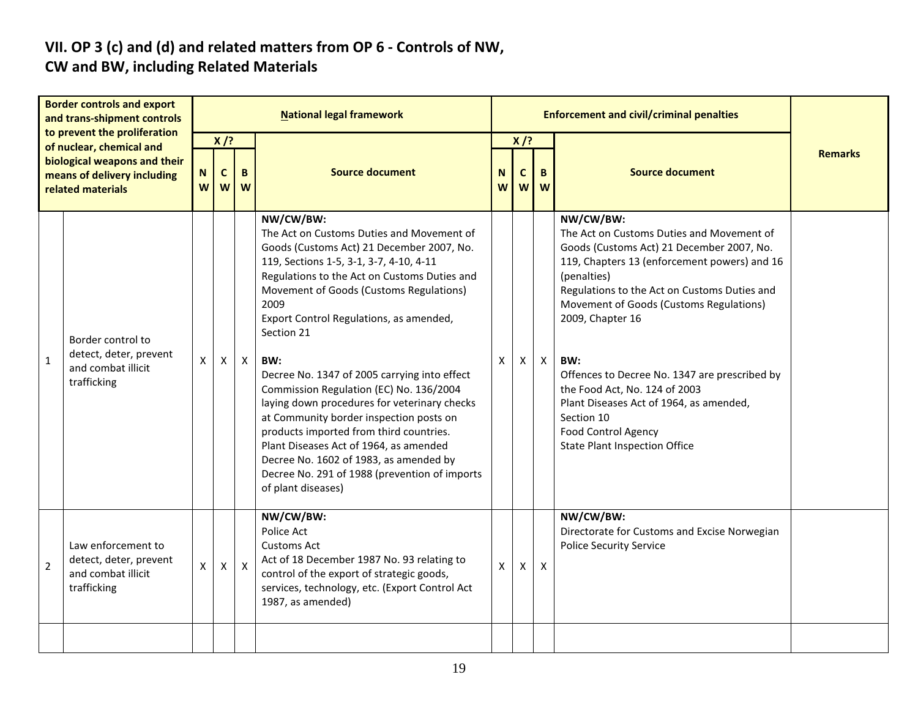## VII. OP 3 (c) and (d) and related matters from OP 6 - Controls of NW, CW and BW, including Related Materials

| Border controls and export and trans-shipment controls to prevent the proliferation of nuclear, chemical and biological weapons and their means of delivery including related materials | | National legal framework | | | | Enforcement and civil/criminal penalties | | | | Remarks |
|---|---|---|---|---|---|---|---|---|---|---|
| | | X /? | | | Source document | X /? | | | Source document | |
| | | NW | CW | BW | | NW | CW | BW | | |
| 1 | Border control to detect, deter, prevent and combat illicit trafficking | X | X | X | **NW/CW/BW:**<br>The Act on Customs Duties and Movement of Goods (Customs Act) 21 December 2007, No. 119, Sections 1-5, 3-1, 3-7, 4-10, 4-11<br>Regulations to the Act on Customs Duties and Movement of Goods (Customs Regulations) 2009<br>Export Control Regulations, as amended, Section 21<br><br>**BW:**<br>Decree No. 1347 of 2005 carrying into effect Commission Regulation (EC) No. 136/2004 laying down procedures for veterinary checks at Community border inspection posts on products imported from third countries.<br>Plant Diseases Act of 1964, as amended<br>Decree No. 1602 of 1983, as amended by Decree No. 291 of 1988 (prevention of imports of plant diseases) | X | X | X | **NW/CW/BW:**<br>The Act on Customs Duties and Movement of Goods (Customs Act) 21 December 2007, No. 119, Chapters 13 (enforcement powers) and 16 (penalties)<br>Regulations to the Act on Customs Duties and Movement of Goods (Customs Regulations) 2009, Chapter 16<br><br>**BW:**<br>Offences to Decree No. 1347 are prescribed by the Food Act, No. 124 of 2003<br>Plant Diseases Act of 1964, as amended, Section 10<br>Food Control Agency<br>State Plant Inspection Office | |
| 2 | Law enforcement to detect, deter, prevent and combat illicit trafficking | X | X | X | **NW/CW/BW:**<br>Police Act<br>Customs Act<br>Act of 18 December 1987 No. 93 relating to control of the export of strategic goods, services, technology, etc. (Export Control Act 1987, as amended) | X | X | X | **NW/CW/BW:**<br>Directorate for Customs and Excise Norwegian Police Security Service | |
| | | | | | | | | | | |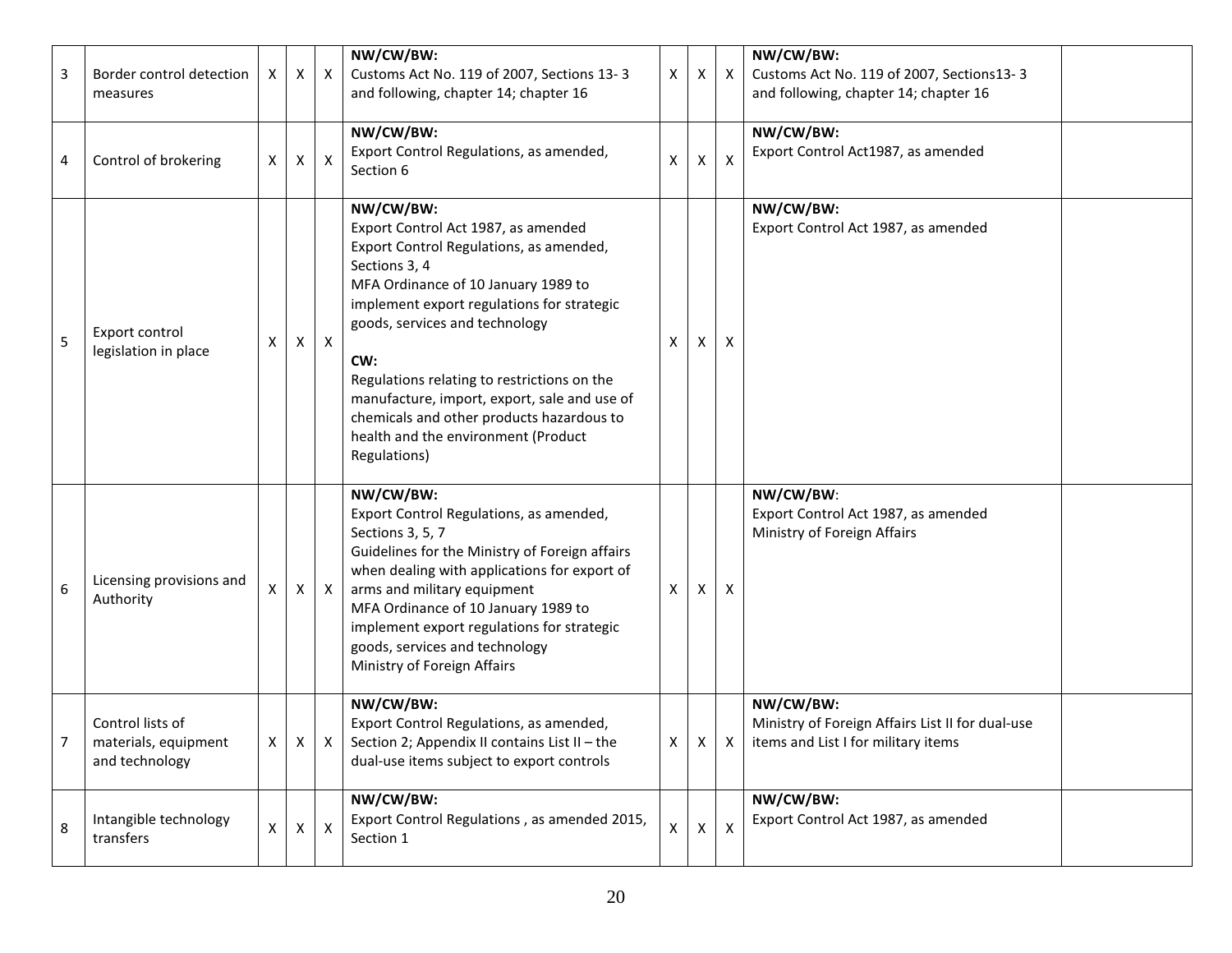| 3 | Border control detection measures | X | X | X | **NW/CW/BW:**<br>Customs Act No. 119 of 2007, Sections 13- 3 and following, chapter 14; chapter 16 | X | X | X | **NW/CW/BW:**<br>Customs Act No. 119 of 2007, Sections13- 3 and following, chapter 14; chapter 16 | |
|---|---|---|---|---|---|---|---|---|---|---|
| 4 | Control of brokering | X | X | X | **NW/CW/BW:**<br>Export Control Regulations, as amended, Section 6 | X | X | X | **NW/CW/BW:**<br>Export Control Act1987, as amended | |
| 5 | Export control legislation in place | X | X | X | **NW/CW/BW:**<br>Export Control Act 1987, as amended<br>Export Control Regulations, as amended, Sections 3, 4<br>MFA Ordinance of 10 January 1989 to implement export regulations for strategic goods, services and technology<br><br>**CW:**<br>Regulations relating to restrictions on the manufacture, import, export, sale and use of chemicals and other products hazardous to health and the environment (Product Regulations) | X | X | X | **NW/CW/BW:**<br>Export Control Act 1987, as amended | |
| 6 | Licensing provisions and Authority | X | X | X | **NW/CW/BW:**<br>Export Control Regulations, as amended, Sections 3, 5, 7<br>Guidelines for the Ministry of Foreign affairs when dealing with applications for export of arms and military equipment<br>MFA Ordinance of 10 January 1989 to implement export regulations for strategic goods, services and technology<br>Ministry of Foreign Affairs | X | X | X | **NW/CW/BW**:<br>Export Control Act 1987, as amended<br>Ministry of Foreign Affairs | |
| 7 | Control lists of materials, equipment and technology | X | X | X | **NW/CW/BW:**<br>Export Control Regulations, as amended, Section 2; Appendix II contains List II – the dual-use items subject to export controls | X | X | X | **NW/CW/BW:**<br>Ministry of Foreign Affairs List II for dual-use items and List I for military items | |
| 8 | Intangible technology transfers | X | X | X | **NW/CW/BW:**<br>Export Control Regulations , as amended 2015, Section 1 | X | X | X | **NW/CW/BW:**<br>Export Control Act 1987, as amended | |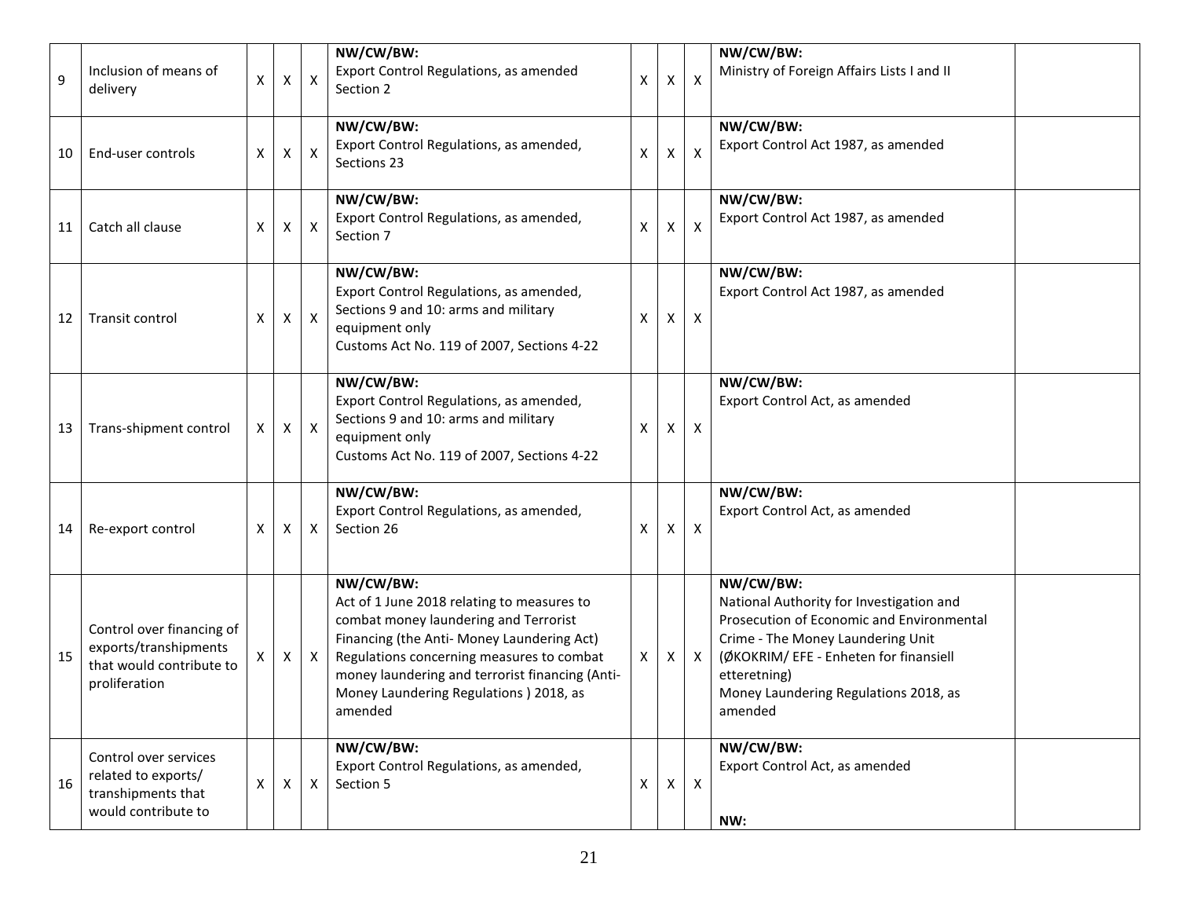| | | | | | | | | | | |
|---|---|---|---|---|---|---|---|---|---|---|
| 9 | Inclusion of means of delivery | X | X | X | **NW/CW/BW:**<br>Export Control Regulations, as amended Section 2 | X | X | X | **NW/CW/BW:**<br>Ministry of Foreign Affairs Lists I and II | |
| 10 | End-user controls | X | X | X | **NW/CW/BW:**<br>Export Control Regulations, as amended, Sections 23 | X | X | X | **NW/CW/BW:**<br>Export Control Act 1987, as amended | |
| 11 | Catch all clause | X | X | X | **NW/CW/BW:**<br>Export Control Regulations, as amended, Section 7 | X | X | X | **NW/CW/BW:**<br>Export Control Act 1987, as amended | |
| 12 | Transit control | X | X | X | **NW/CW/BW:**<br>Export Control Regulations, as amended, Sections 9 and 10: arms and military equipment only<br>Customs Act No. 119 of 2007, Sections 4-22 | X | X | X | **NW/CW/BW:**<br>Export Control Act 1987, as amended | |
| 13 | Trans-shipment control | X | X | X | **NW/CW/BW:**<br>Export Control Regulations, as amended, Sections 9 and 10: arms and military equipment only<br>Customs Act No. 119 of 2007, Sections 4-22 | X | X | X | **NW/CW/BW:**<br>Export Control Act, as amended | |
| 14 | Re-export control | X | X | X | **NW/CW/BW:**<br>Export Control Regulations, as amended, Section 26 | X | X | X | **NW/CW/BW:**<br>Export Control Act, as amended | |
| 15 | Control over financing of exports/transhipments that would contribute to proliferation | X | X | X | **NW/CW/BW:**<br>Act of 1 June 2018 relating to measures to combat money laundering and Terrorist Financing (the Anti- Money Laundering Act)<br>Regulations concerning measures to combat money laundering and terrorist financing (Anti-Money Laundering Regulations ) 2018, as amended | X | X | X | **NW/CW/BW:**<br>National Authority for Investigation and Prosecution of Economic and Environmental Crime - The Money Laundering Unit (ØKOKRIM/ EFE - Enheten for finansiell etteretning)<br>Money Laundering Regulations 2018, as amended | |
| 16 | Control over services related to exports/ transhipments that would contribute to | X | X | X | **NW/CW/BW:**<br>Export Control Regulations, as amended, Section 5 | X | X | X | **NW/CW/BW:**<br>Export Control Act, as amended<br><br>**NW:** | |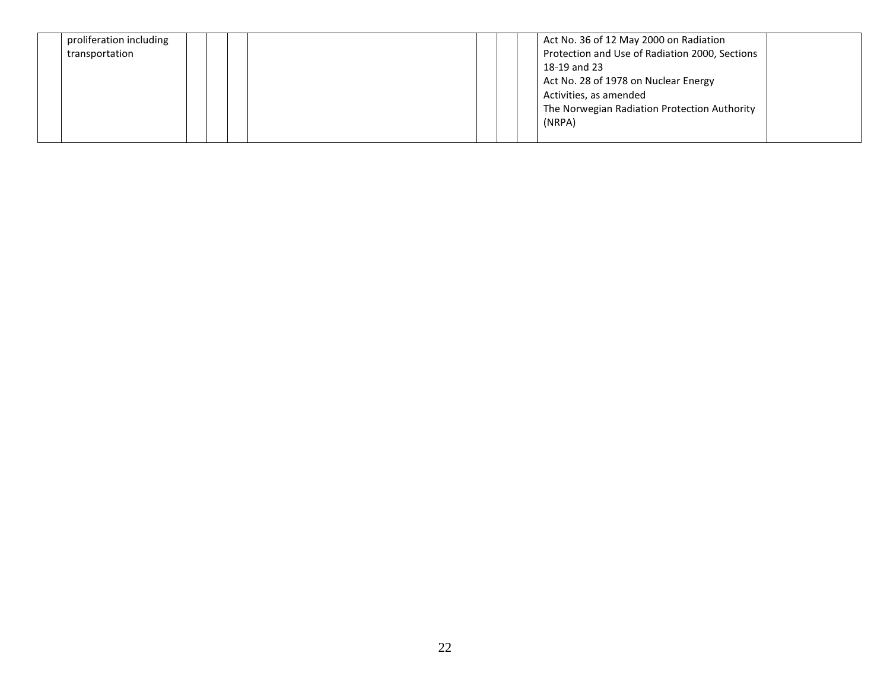| | | | | | | | | | | |
|---|---|---|---|---|---|---|---|---|---|---|
| | proliferation including transportation | | | | | | | | Act No. 36 of 12 May 2000 on Radiation Protection and Use of Radiation 2000, Sections 18-19 and 23<br>Act No. 28 of 1978 on Nuclear Energy Activities, as amended<br>The Norwegian Radiation Protection Authority (NRPA) | |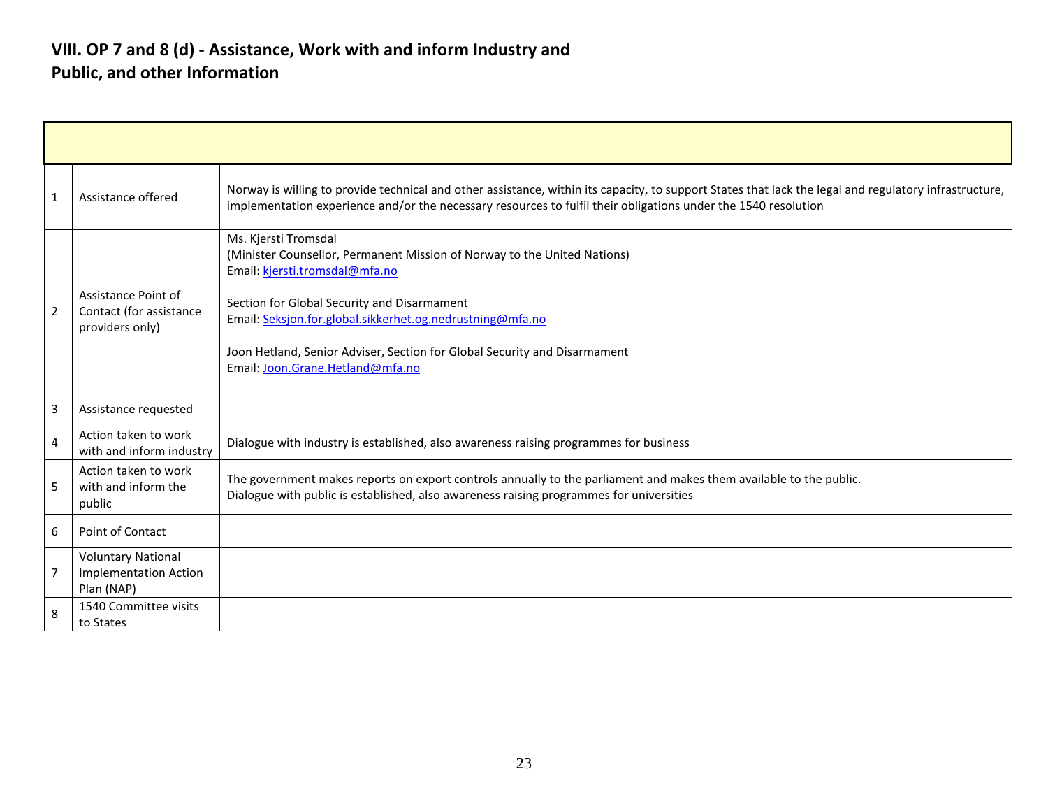# VIII. OP 7 and 8 (d) - Assistance, Work with and inform Industry and Public, and other Information

| | | |
|---|---|---|
| 1 | Assistance offered | Norway is willing to provide technical and other assistance, within its capacity, to support States that lack the legal and regulatory infrastructure, implementation experience and/or the necessary resources to fulfil their obligations under the 1540 resolution |
| 2 | Assistance Point of Contact (for assistance providers only) | Ms. Kjersti Tromsdal<br>(Minister Counsellor, Permanent Mission of Norway to the United Nations)<br>Email: kjersti.tromsdal@mfa.no<br><br>Section for Global Security and Disarmament<br>Email: Seksjon.for.global.sikkerhet.og.nedrustning@mfa.no<br><br>Joon Hetland, Senior Adviser, Section for Global Security and Disarmament<br>Email: Joon.Grane.Hetland@mfa.no |
| 3 | Assistance requested | |
| 4 | Action taken to work with and inform industry | Dialogue with industry is established, also awareness raising programmes for business |
| 5 | Action taken to work with and inform the public | The government makes reports on export controls annually to the parliament and makes them available to the public.<br>Dialogue with public is established, also awareness raising programmes for universities |
| 6 | Point of Contact | |
| 7 | Voluntary National Implementation Action Plan (NAP) | |
| 8 | 1540 Committee visits to States | |